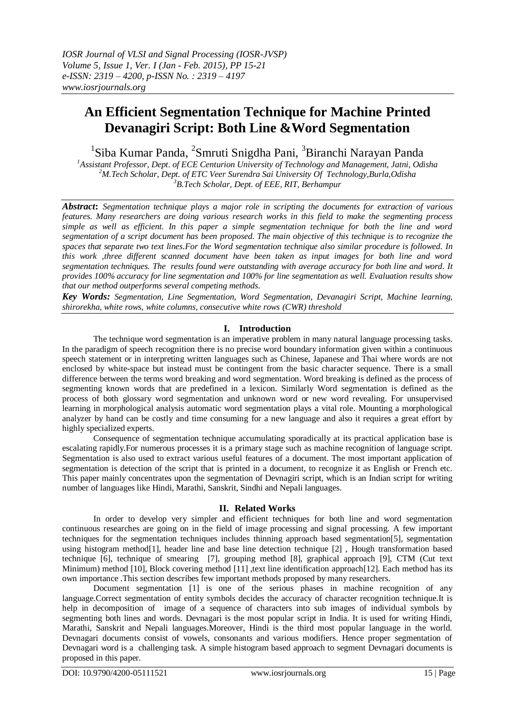# An Efficient Segmentation Technique for Machine Printed Devanagiri Script: Both Line &Word Segmentation

[1]Siba Kumar Panda, [2]Smruti Snigdha Pani, [3]Biranchi Narayan Panda

*[1]Assistant Professor, Dept. of ECE Centurion University of Technology and Management, Jatni, Odisha*
*[2]M.Tech Scholar, Dept. of ETC Veer Surendra Sai University Of Technology,Burla,Odisha*
*[3]B.Tech Scholar, Dept. of EEE, RIT, Berhampur*

***Abstract*:** *Segmentation technique plays a major role in scripting the documents for extraction of various features. Many researchers are doing various research works in this field to make the segmenting process simple as well as efficient. In this paper a simple segmentation technique for both the line and word segmentation of a script document has been proposed. The main objective of this technique is to recognize the spaces that separate two text lines.For the Word segmentation technique also similar procedure is followed. In this work ,three different scanned document have been taken as input images for both line and word segmentation techniques. The results found were outstanding with average accuracy for both line and word. It provides 100% accuracy for line segmentation and 100% for line segmentation as well. Evaluation results show that our method outperforms several competing methods.*

***Key Words:*** *Segmentation, Line Segmentation, Word Segmentation, Devanagiri Script, Machine learning, shirorekha, white rows, white columns, consecutive white rows (CWR) threshold*

## I. Introduction

The technique word segmentation is an imperative problem in many natural language processing tasks. In the paradigm of speech recognition there is no precise word boundary information given within a continuous speech statement or in interpreting written languages such as Chinese, Japanese and Thai where words are not enclosed by white-space but instead must be contingent from the basic character sequence. There is a small difference between the terms word breaking and word segmentation. Word breaking is defined as the process of segmenting known words that are predefined in a lexicon. Similarly Word segmentation is defined as the process of both glossary word segmentation and unknown word or new word revealing. For unsupervised learning in morphological analysis automatic word segmentation plays a vital role. Mounting a morphological analyzer by hand can be costly and time consuming for a new language and also it requires a great effort by highly specialized experts.

Consequence of segmentation technique accumulating sporadically at its practical application base is escalating rapidly.For numerous processes it is a primary stage such as machine recognition of language script. Segmentation is also used to extract various useful features of a document. The most important application of segmentation is detection of the script that is printed in a document, to recognize it as English or French etc. This paper mainly concentrates upon the segmentation of Devnagiri script, which is an Indian script for writing number of languages like Hindi, Marathi, Sanskrit, Sindhi and Nepali languages.

## II. Related Works

In order to develop very simpler and efficient techniques for both line and word segmentation continuous researches are going on in the field of image processing and signal processing. A few important techniques for the segmentation techniques includes thinning approach based segmentation[5], segmentation using histogram method[1], header line and base line detection technique [2] , Hough transformation based technique [6], technique of smearing [7], grouping method [8], graphical approach [9], CTM (Cut text Minimum) method [10], Block covering method [11] ,text line identification approach[12]. Each method has its own importance .This section describes few important methods proposed by many researchers.

Document segmentation [1] is one of the serious phases in machine recognition of any language.Correct segmentation of entity symbols decides the accuracy of character recognition technique.It is help in decomposition of image of a sequence of characters into sub images of individual symbols by segmenting both lines and words. Devnagari is the most popular script in India. It is used for writing Hindi, Marathi, Sanskrit and Nepali languages.Moreover, Hindi is the third most popular language in the world. Devnagari documents consist of vowels, consonants and various modifiers. Hence proper segmentation of Devnagari word is a challenging task. A simple histogram based approach to segment Devnagari documents is proposed in this paper.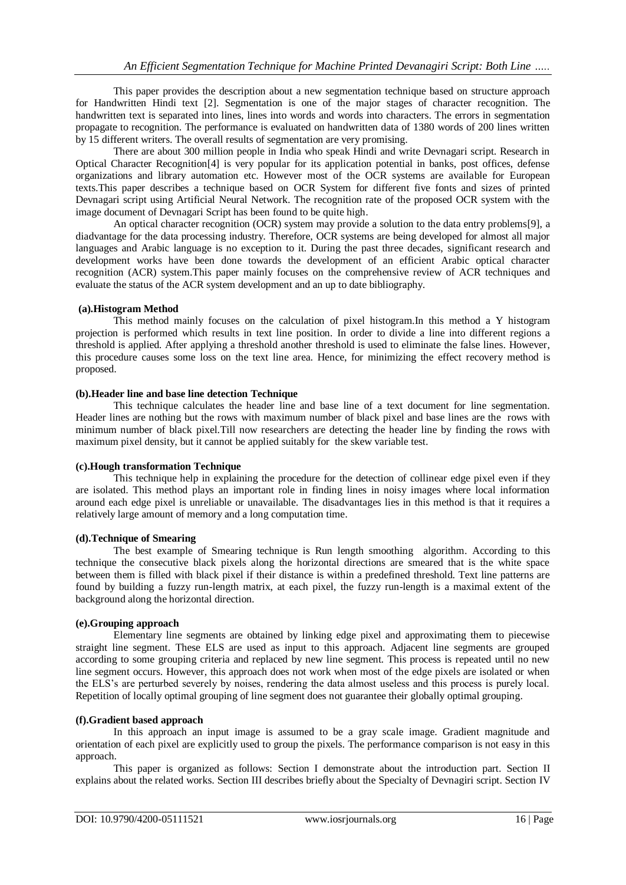This paper provides the description about a new segmentation technique based on structure approach for Handwritten Hindi text [2]. Segmentation is one of the major stages of character recognition. The handwritten text is separated into lines, lines into words and words into characters. The errors in segmentation propagate to recognition. The performance is evaluated on handwritten data of 1380 words of 200 lines written by 15 different writers. The overall results of segmentation are very promising.

There are about 300 million people in India who speak Hindi and write Devnagari script. Research in Optical Character Recognition[4] is very popular for its application potential in banks, post offices, defense organizations and library automation etc. However most of the OCR systems are available for European texts.This paper describes a technique based on OCR System for different five fonts and sizes of printed Devnagari script using Artificial Neural Network. The recognition rate of the proposed OCR system with the image document of Devnagari Script has been found to be quite high.

An optical character recognition (OCR) system may provide a solution to the data entry problems[9], a diadvantage for the data processing industry. Therefore, OCR systems are being developed for almost all major languages and Arabic language is no exception to it. During the past three decades, significant research and development works have been done towards the development of an efficient Arabic optical character recognition (ACR) system.This paper mainly focuses on the comprehensive review of ACR techniques and evaluate the status of the ACR system development and an up to date bibliography.

#### (a).Histogram Method

This method mainly focuses on the calculation of pixel histogram.In this method a Y histogram projection is performed which results in text line position. In order to divide a line into different regions a threshold is applied. After applying a threshold another threshold is used to eliminate the false lines. However, this procedure causes some loss on the text line area. Hence, for minimizing the effect recovery method is proposed.

#### (b).Header line and base line detection Technique

This technique calculates the header line and base line of a text document for line segmentation. Header lines are nothing but the rows with maximum number of black pixel and base lines are the rows with minimum number of black pixel.Till now researchers are detecting the header line by finding the rows with maximum pixel density, but it cannot be applied suitably for the skew variable test.

#### (c).Hough transformation Technique

This technique help in explaining the procedure for the detection of collinear edge pixel even if they are isolated. This method plays an important role in finding lines in noisy images where local information around each edge pixel is unreliable or unavailable. The disadvantages lies in this method is that it requires a relatively large amount of memory and a long computation time.

#### (d).Technique of Smearing

The best example of Smearing technique is Run length smoothing algorithm. According to this technique the consecutive black pixels along the horizontal directions are smeared that is the white space between them is filled with black pixel if their distance is within a predefined threshold. Text line patterns are found by building a fuzzy run-length matrix, at each pixel, the fuzzy run-length is a maximal extent of the background along the horizontal direction.

#### (e).Grouping approach

Elementary line segments are obtained by linking edge pixel and approximating them to piecewise straight line segment. These ELS are used as input to this approach. Adjacent line segments are grouped according to some grouping criteria and replaced by new line segment. This process is repeated until no new line segment occurs. However, this approach does not work when most of the edge pixels are isolated or when the ELS's are perturbed severely by noises, rendering the data almost useless and this process is purely local. Repetition of locally optimal grouping of line segment does not guarantee their globally optimal grouping.

#### (f).Gradient based approach

In this approach an input image is assumed to be a gray scale image. Gradient magnitude and orientation of each pixel are explicitly used to group the pixels. The performance comparison is not easy in this approach.

This paper is organized as follows: Section I demonstrate about the introduction part. Section II explains about the related works. Section III describes briefly about the Specialty of Devnagiri script. Section IV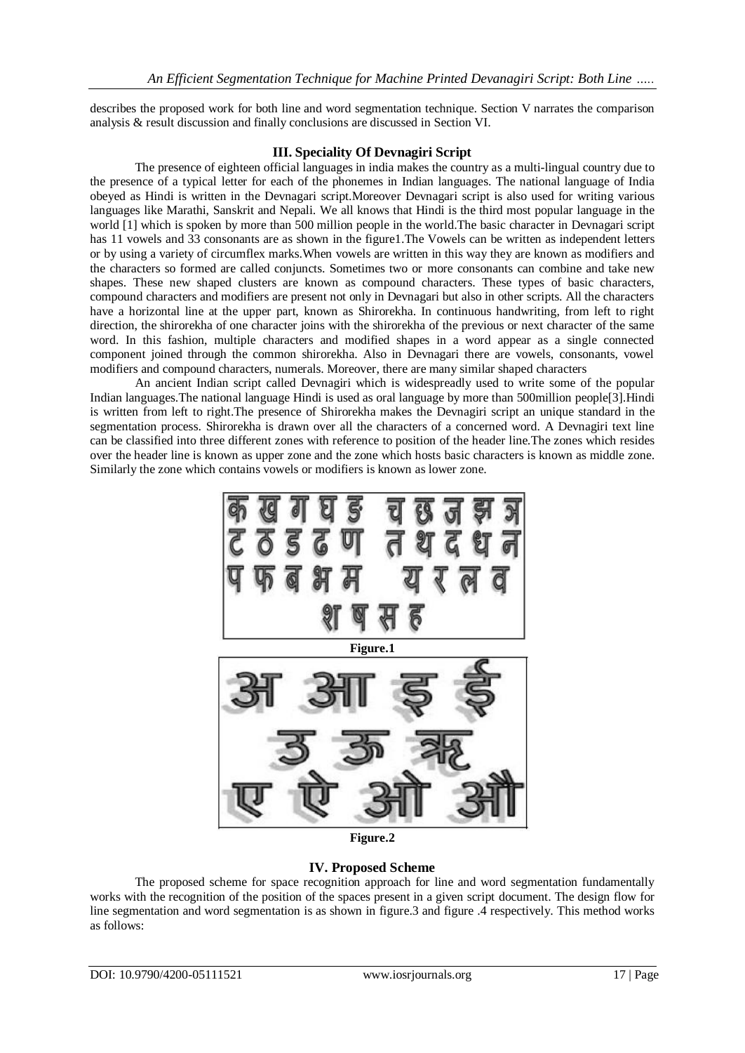describes the proposed work for both line and word segmentation technique. Section V narrates the comparison analysis & result discussion and finally conclusions are discussed in Section VI.

## III. Speciality Of Devnagiri Script

The presence of eighteen official languages in india makes the country as a multi-lingual country due to the presence of a typical letter for each of the phonemes in Indian languages. The national language of India obeyed as Hindi is written in the Devnagari script.Moreover Devnagari script is also used for writing various languages like Marathi, Sanskrit and Nepali. We all knows that Hindi is the third most popular language in the world [1] which is spoken by more than 500 million people in the world.The basic character in Devnagari script has 11 vowels and 33 consonants are as shown in the figure1.The Vowels can be written as independent letters or by using a variety of circumflex marks.When vowels are written in this way they are known as modifiers and the characters so formed are called conjuncts. Sometimes two or more consonants can combine and take new shapes. These new shaped clusters are known as compound characters. These types of basic characters, compound characters and modifiers are present not only in Devnagari but also in other scripts. All the characters have a horizontal line at the upper part, known as Shirorekha. In continuous handwriting, from left to right direction, the shirorekha of one character joins with the shirorekha of the previous or next character of the same word. In this fashion, multiple characters and modified shapes in a word appear as a single connected component joined through the common shirorekha. Also in Devnagari there are vowels, consonants, vowel modifiers and compound characters, numerals. Moreover, there are many similar shaped characters

An ancient Indian script called Devnagiri which is widespreadly used to write some of the popular Indian languages.The national language Hindi is used as oral language by more than 500million people[3].Hindi is written from left to right.The presence of Shirorekha makes the Devnagiri script an unique standard in the segmentation process. Shirorekha is drawn over all the characters of a concerned word. A Devnagiri text line can be classified into three different zones with reference to position of the header line.The zones which resides over the header line is known as upper zone and the zone which hosts basic characters is known as middle zone. Similarly the zone which contains vowels or modifiers is known as lower zone.

क ख ग घ ङ च छ ज झ ञ
ट ठ ड ढ ण त थ द ध न
प फ ब भ म य र ल व
श ष स ह

**Figure.1**

अ आ इ ई
उ ऊ ऋ
ए ऐ ओ औ

**Figure.2**

## IV. Proposed Scheme

The proposed scheme for space recognition approach for line and word segmentation fundamentally works with the recognition of the position of the spaces present in a given script document. The design flow for line segmentation and word segmentation is as shown in figure.3 and figure .4 respectively. This method works as follows: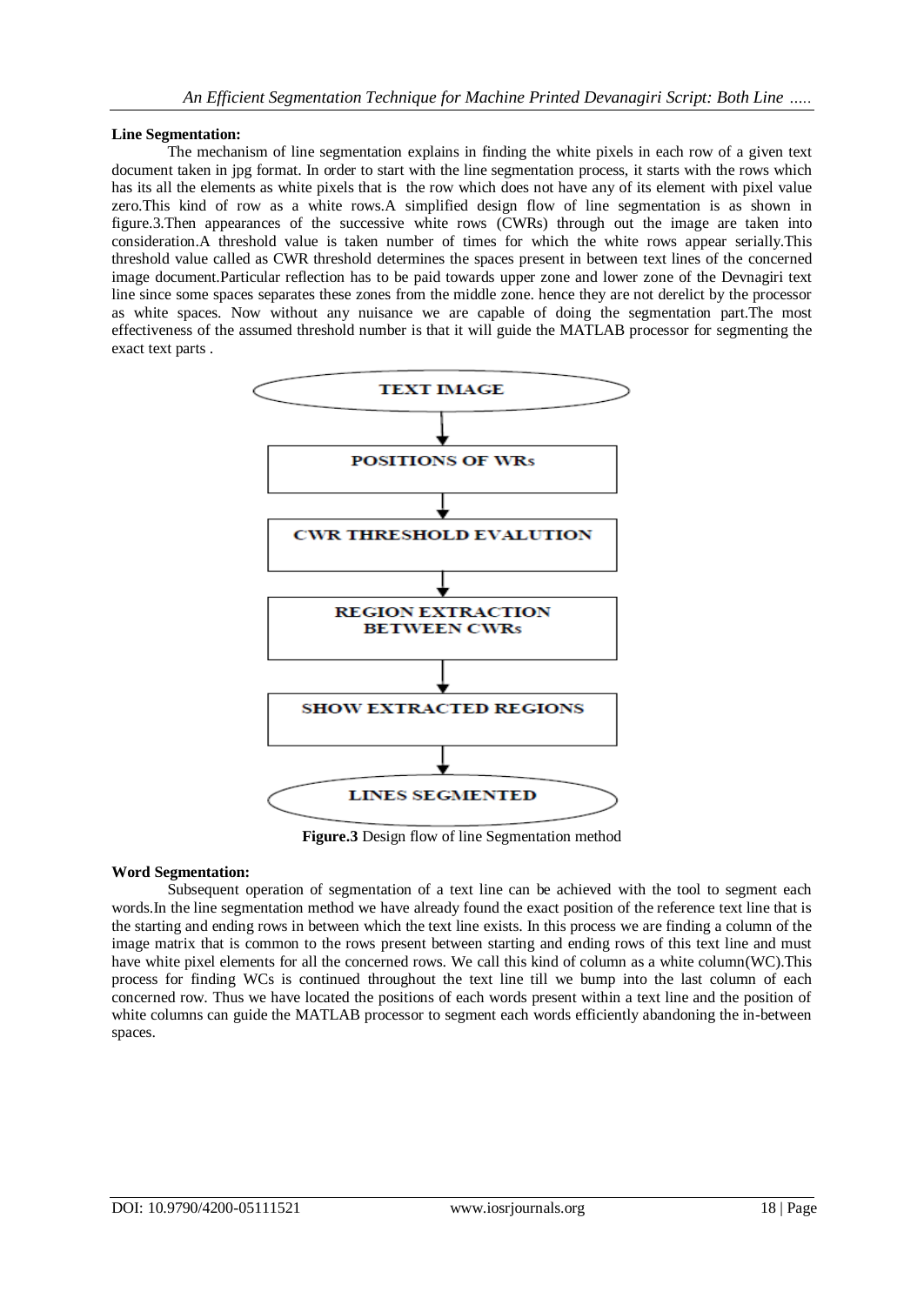**Line Segmentation:**

The mechanism of line segmentation explains in finding the white pixels in each row of a given text document taken in jpg format. In order to start with the line segmentation process, it starts with the rows which has its all the elements as white pixels that is the row which does not have any of its element with pixel value zero.This kind of row as a white rows.A simplified design flow of line segmentation is as shown in figure.3.Then appearances of the successive white rows (CWRs) through out the image are taken into consideration.A threshold value is taken number of times for which the white rows appear serially.This threshold value called as CWR threshold determines the spaces present in between text lines of the concerned image document.Particular reflection has to be paid towards upper zone and lower zone of the Devnagiri text line since some spaces separates these zones from the middle zone. hence they are not derelict by the processor as white spaces. Now without any nuisance we are capable of doing the segmentation part.The most effectiveness of the assumed threshold number is that it will guide the MATLAB processor for segmenting the exact text parts .

TEXT IMAGE

↓

POSITIONS OF WRs

↓

CWR THRESHOLD EVALUTION

↓

REGION EXTRACTION BETWEEN CWRs

↓

SHOW EXTRACTED REGIONS

↓

LINES SEGMENTED

**Figure.3** Design flow of line Segmentation method

**Word Segmentation:**

Subsequent operation of segmentation of a text line can be achieved with the tool to segment each words.In the line segmentation method we have already found the exact position of the reference text line that is the starting and ending rows in between which the text line exists. In this process we are finding a column of the image matrix that is common to the rows present between starting and ending rows of this text line and must have white pixel elements for all the concerned rows. We call this kind of column as a white column(WC).This process for finding WCs is continued throughout the text line till we bump into the last column of each concerned row. Thus we have located the positions of each words present within a text line and the position of white columns can guide the MATLAB processor to segment each words efficiently abandoning the in-between spaces.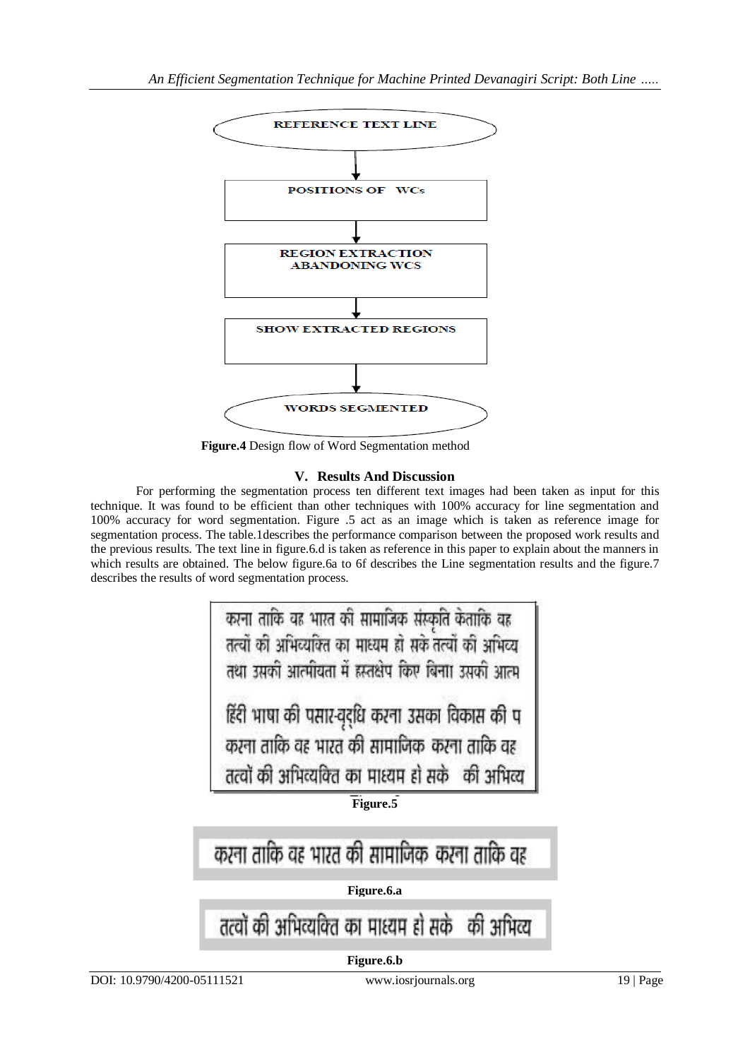REFERENCE TEXT LINE

↓

POSITIONS OF WCs

↓

REGION EXTRACTION ABANDONING WCS

↓

SHOW EXTRACTED REGIONS

↓

WORDS SEGMENTED

**Figure.4** Design flow of Word Segmentation method

## V. Results And Discussion

For performing the segmentation process ten different text images had been taken as input for this technique. It was found to be efficient than other techniques with 100% accuracy for line segmentation and 100% accuracy for word segmentation. Figure .5 act as an image which is taken as reference image for segmentation process. The table.1describes the performance comparison between the proposed work results and the previous results. The text line in figure.6.d is taken as reference in this paper to explain about the manners in which results are obtained. The below figure.6a to 6f describes the Line segmentation results and the figure.7 describes the results of word segmentation process.

करना ताकि वह भारत की सामाजिक संस्कृति केताकि वह
तत्वों की अभिव्यक्ति का माध्यम हो सके तत्वों की अभिव्य
तथा उसकी आत्मीयता में हस्तक्षेप किए बिना उसकी आत्म
हिंदी भाषा की प्रसार-वृद्धि करना उसका विकास की प
करना ताकि वह भारत की सामाजिक करना ताकि वह
तत्वों की अभिव्यक्ति का माध्यम हो सके की अभिव्य

**Figure.5**

करना ताकि वह भारत की सामाजिक करना ताकि वह

**Figure.6.a**

तत्वों की अभिव्यक्ति का माध्यम हो सके की अभिव्य

**Figure.6.b**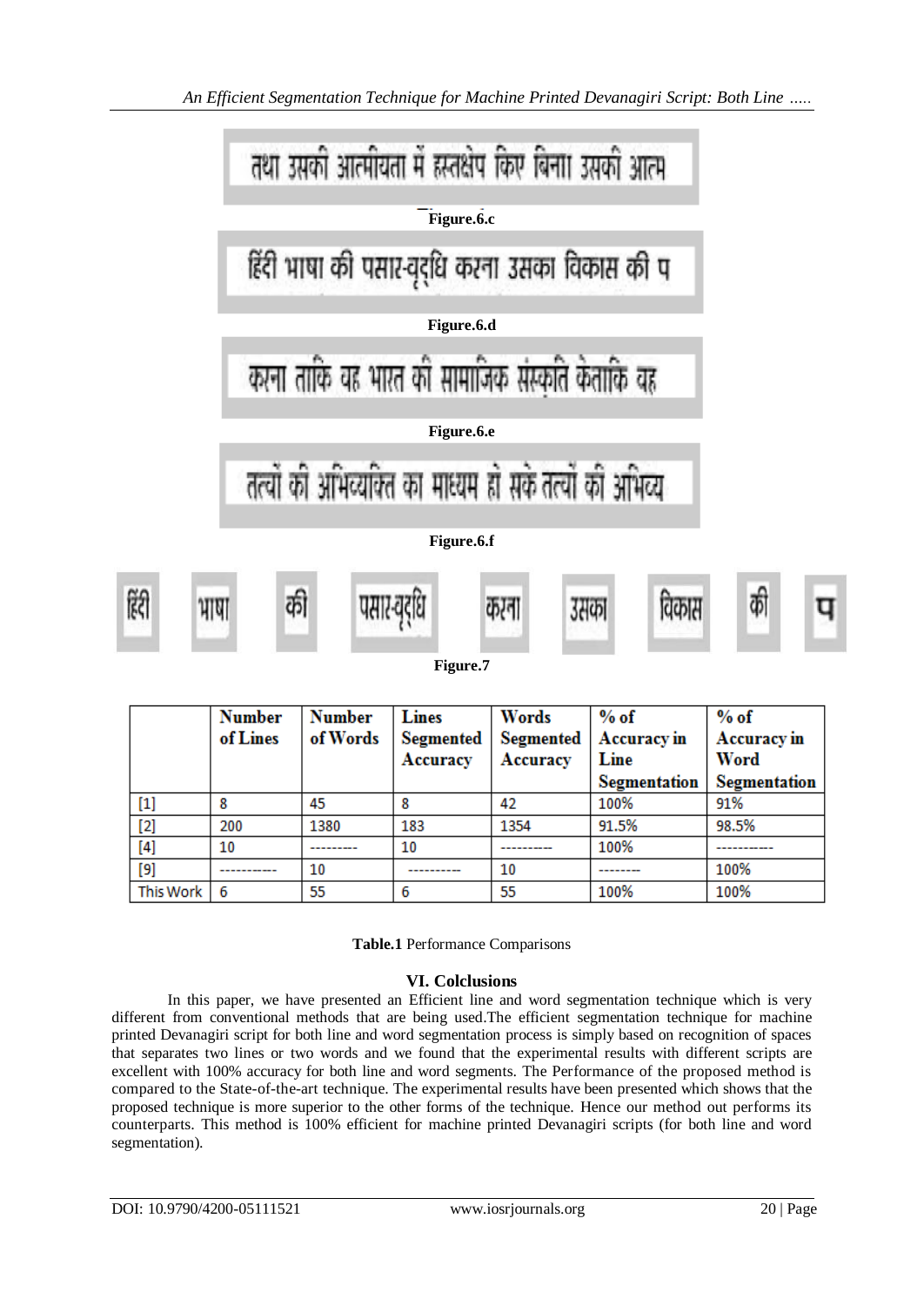Figure.6.c

Figure.6.d

Figure.6.e

Figure.6.f

Figure.7

| | Number of Lines | Number of Words | Lines Segmented Accuracy | Words Segmented Accuracy | % of Accuracy in Line Segmentation | % of Accuracy in Word Segmentation |
|---|---|---|---|---|---|---|
| [1] | 8 | 45 | 8 | 42 | 100% | 91% |
| [2] | 200 | 1380 | 183 | 1354 | 91.5% | 98.5% |
| [4] | 10 | --------- | 10 | ---------- | 100% | ----------- |
| [9] | ----------- | 10 | ---------- | 10 | -------- | 100% |
| This Work | 6 | 55 | 6 | 55 | 100% | 100% |

**Table.1** Performance Comparisons

## VI. Colclusions

In this paper, we have presented an Efficient line and word segmentation technique which is very different from conventional methods that are being used.The efficient segmentation technique for machine printed Devanagiri script for both line and word segmentation process is simply based on recognition of spaces that separates two lines or two words and we found that the experimental results with different scripts are excellent with 100% accuracy for both line and word segments. The Performance of the proposed method is compared to the State-of-the-art technique. The experimental results have been presented which shows that the proposed technique is more superior to the other forms of the technique. Hence our method out performs its counterparts. This method is 100% efficient for machine printed Devanagiri scripts (for both line and word segmentation).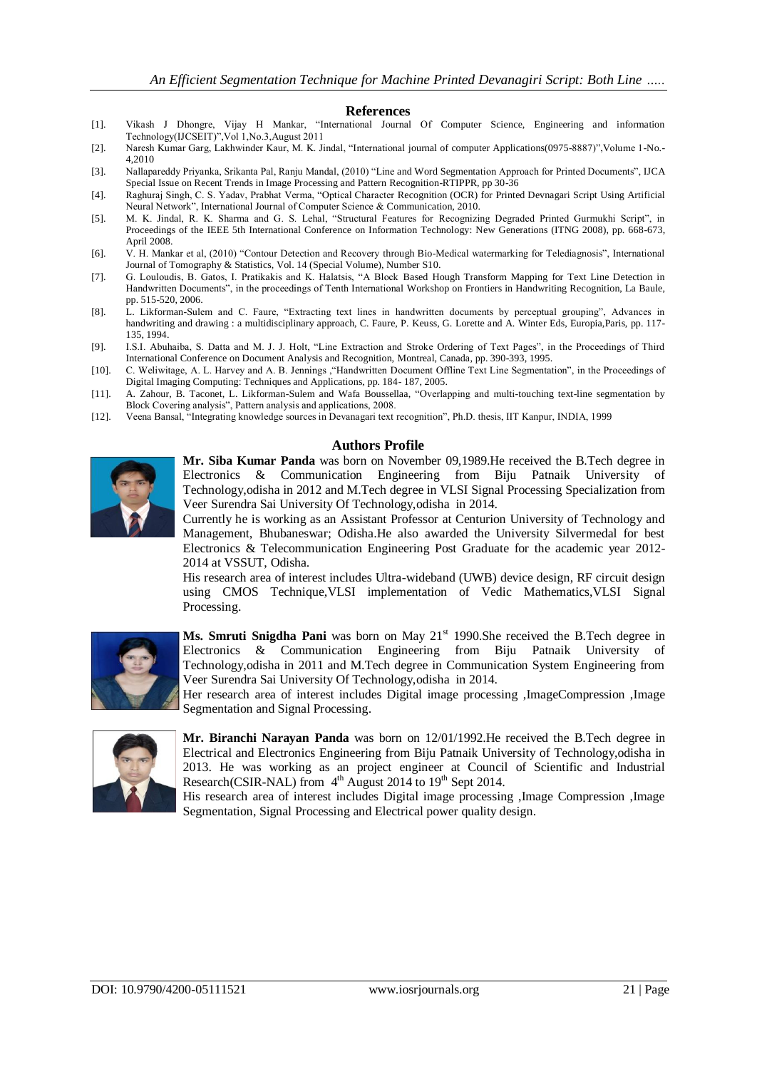## References

[1]. Vikash J Dhongre, Vijay H Mankar, "International Journal Of Computer Science, Engineering and information Technology(IJCSEIT)",Vol 1,No.3,August 2011

[2]. Naresh Kumar Garg, Lakhwinder Kaur, M. K. Jindal, "International journal of computer Applications(0975-8887)",Volume 1-No.-4,2010

[3]. Nallapareddy Priyanka, Srikanta Pal, Ranju Mandal, (2010) "Line and Word Segmentation Approach for Printed Documents", IJCA Special Issue on Recent Trends in Image Processing and Pattern Recognition-RTIPPR, pp 30-36

[4]. Raghuraj Singh, C. S. Yadav, Prabhat Verma, "Optical Character Recognition (OCR) for Printed Devnagari Script Using Artificial Neural Network", International Journal of Computer Science & Communication, 2010.

[5]. M. K. Jindal, R. K. Sharma and G. S. Lehal, "Structural Features for Recognizing Degraded Printed Gurmukhi Script", in Proceedings of the IEEE 5th International Conference on Information Technology: New Generations (ITNG 2008), pp. 668-673, April 2008.

[6]. V. H. Mankar et al, (2010) "Contour Detection and Recovery through Bio-Medical watermarking for Telediagnosis", International Journal of Tomography & Statistics, Vol. 14 (Special Volume), Number S10.

[7]. G. Louloudis, B. Gatos, I. Pratikakis and K. Halatsis, "A Block Based Hough Transform Mapping for Text Line Detection in Handwritten Documents", in the proceedings of Tenth International Workshop on Frontiers in Handwriting Recognition, La Baule, pp. 515-520, 2006.

[8]. L. Likforman-Sulem and C. Faure, "Extracting text lines in handwritten documents by perceptual grouping", Advances in handwriting and drawing : a multidisciplinary approach, C. Faure, P. Keuss, G. Lorette and A. Winter Eds, Europia,Paris, pp. 117-135, 1994.

[9]. I.S.I. Abuhaiba, S. Datta and M. J. J. Holt, "Line Extraction and Stroke Ordering of Text Pages", in the Proceedings of Third International Conference on Document Analysis and Recognition, Montreal, Canada, pp. 390-393, 1995.

[10]. C. Weliwitage, A. L. Harvey and A. B. Jennings ,"Handwritten Document Offline Text Line Segmentation", in the Proceedings of Digital Imaging Computing: Techniques and Applications, pp. 184- 187, 2005.

[11]. A. Zahour, B. Taconet, L. Likforman-Sulem and Wafa Boussellaa, "Overlapping and multi-touching text-line segmentation by Block Covering analysis", Pattern analysis and applications, 2008.

[12]. Veena Bansal, "Integrating knowledge sources in Devanagari text recognition", Ph.D. thesis, IIT Kanpur, INDIA, 1999

## Authors Profile

**Mr. Siba Kumar Panda** was born on November 09,1989.He received the B.Tech degree in Electronics & Communication Engineering from Biju Patnaik University of Technology,odisha in 2012 and M.Tech degree in VLSI Signal Processing Specialization from Veer Surendra Sai University Of Technology,odisha in 2014.

Currently he is working as an Assistant Professor at Centurion University of Technology and Management, Bhubaneswar; Odisha.He also awarded the University Silvermedal for best Electronics & Telecommunication Engineering Post Graduate for the academic year 2012-2014 at VSSUT, Odisha.

His research area of interest includes Ultra-wideband (UWB) device design, RF circuit design using CMOS Technique,VLSI implementation of Vedic Mathematics,VLSI Signal Processing.

**Ms. Smruti Snigdha Pani** was born on May 21st 1990.She received the B.Tech degree in Electronics & Communication Engineering from Biju Patnaik University of Technology,odisha in 2011 and M.Tech degree in Communication System Engineering from Veer Surendra Sai University Of Technology,odisha in 2014.

Her research area of interest includes Digital image processing ,ImageCompression ,Image Segmentation and Signal Processing.

**Mr. Biranchi Narayan Panda** was born on 12/01/1992.He received the B.Tech degree in Electrical and Electronics Engineering from Biju Patnaik University of Technology,odisha in 2013. He was working as an project engineer at Council of Scientific and Industrial Research(CSIR-NAL) from 4th August 2014 to 19th Sept 2014.

His research area of interest includes Digital image processing ,Image Compression ,Image Segmentation, Signal Processing and Electrical power quality design.